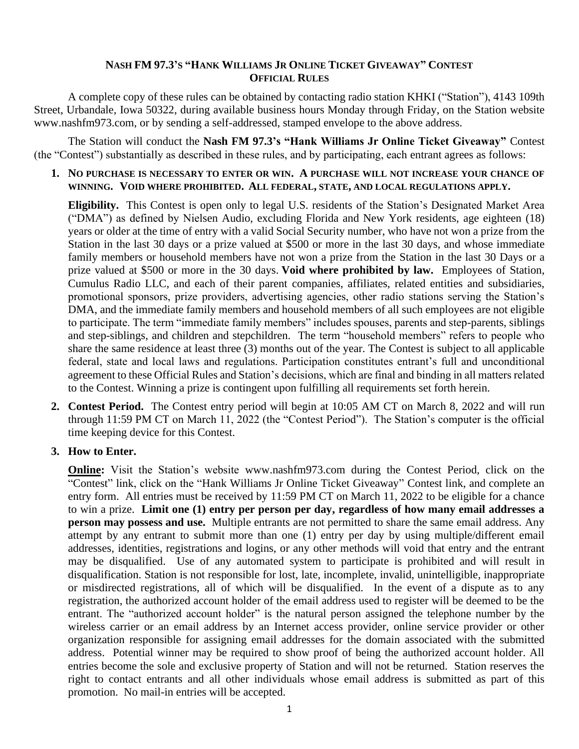# NASH FM 97.3's "HANK WILLIAMS JR ONLINE TICKET GIVEAWAY" CONTEST OFFICIAL RULES

A complete copy of these rules can be obtained by contacting radio station KHKI ("Station"), 4143 109th Street, Urbandale, Iowa 50322, during available business hours Monday through Friday, on the Station website www.nashfm973.com, or by sending a self-addressed, stamped envelope to the above address.

The Station will conduct the **Nash FM 97.3's "Hank Williams Jr Online Ticket Giveaway"** Contest (the "Contest") substantially as described in these rules, and by participating, each entrant agrees as follows:

1. **NO PURCHASE IS NECESSARY TO ENTER OR WIN. A PURCHASE WILL NOT INCREASE YOUR CHANCE OF WINNING. VOID WHERE PROHIBITED. ALL FEDERAL, STATE, AND LOCAL REGULATIONS APPLY.**

   **Eligibility.** This Contest is open only to legal U.S. residents of the Station's Designated Market Area ("DMA") as defined by Nielsen Audio, excluding Florida and New York residents, age eighteen (18) years or older at the time of entry with a valid Social Security number, who have not won a prize from the Station in the last 30 days or a prize valued at $500 or more in the last 30 days, and whose immediate family members or household members have not won a prize from the Station in the last 30 Days or a prize valued at $500 or more in the 30 days. **Void where prohibited by law.** Employees of Station, Cumulus Radio LLC, and each of their parent companies, affiliates, related entities and subsidiaries, promotional sponsors, prize providers, advertising agencies, other radio stations serving the Station's DMA, and the immediate family members and household members of all such employees are not eligible to participate. The term "immediate family members" includes spouses, parents and step-parents, siblings and step-siblings, and children and stepchildren. The term "household members" refers to people who share the same residence at least three (3) months out of the year. The Contest is subject to all applicable federal, state and local laws and regulations. Participation constitutes entrant's full and unconditional agreement to these Official Rules and Station's decisions, which are final and binding in all matters related to the Contest. Winning a prize is contingent upon fulfilling all requirements set forth herein.

2. **Contest Period.** The Contest entry period will begin at 10:05 AM CT on March 8, 2022 and will run through 11:59 PM CT on March 11, 2022 (the "Contest Period"). The Station's computer is the official time keeping device for this Contest.

3. **How to Enter.**

   **Online:** Visit the Station's website www.nashfm973.com during the Contest Period, click on the "Contest" link, click on the "Hank Williams Jr Online Ticket Giveaway" Contest link, and complete an entry form. All entries must be received by 11:59 PM CT on March 11, 2022 to be eligible for a chance to win a prize. **Limit one (1) entry per person per day, regardless of how many email addresses a person may possess and use.** Multiple entrants are not permitted to share the same email address. Any attempt by any entrant to submit more than one (1) entry per day by using multiple/different email addresses, identities, registrations and logins, or any other methods will void that entry and the entrant may be disqualified. Use of any automated system to participate is prohibited and will result in disqualification. Station is not responsible for lost, late, incomplete, invalid, unintelligible, inappropriate or misdirected registrations, all of which will be disqualified. In the event of a dispute as to any registration, the authorized account holder of the email address used to register will be deemed to be the entrant. The "authorized account holder" is the natural person assigned the telephone number by the wireless carrier or an email address by an Internet access provider, online service provider or other organization responsible for assigning email addresses for the domain associated with the submitted address. Potential winner may be required to show proof of being the authorized account holder. All entries become the sole and exclusive property of Station and will not be returned. Station reserves the right to contact entrants and all other individuals whose email address is submitted as part of this promotion. No mail-in entries will be accepted.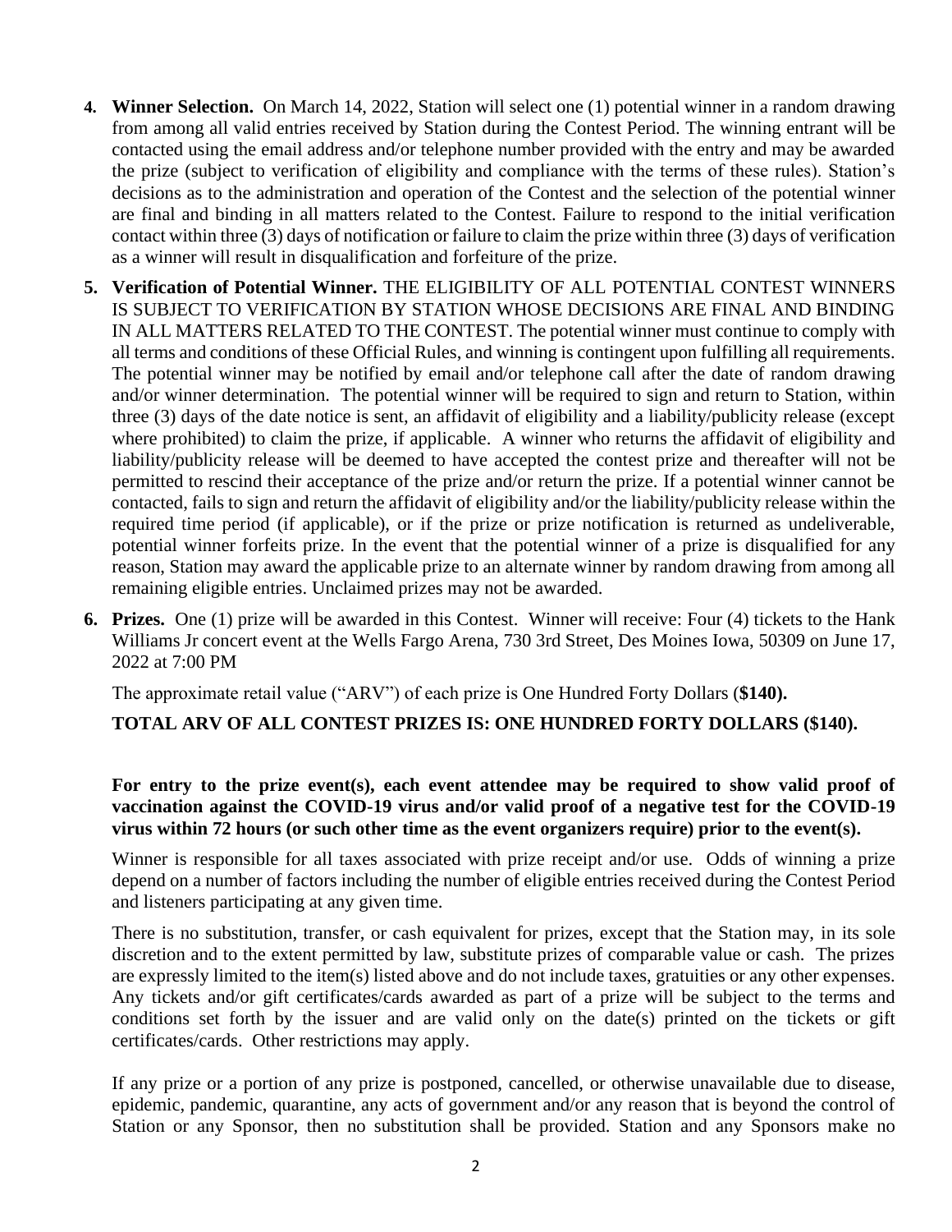4. **Winner Selection.** On March 14, 2022, Station will select one (1) potential winner in a random drawing from among all valid entries received by Station during the Contest Period. The winning entrant will be contacted using the email address and/or telephone number provided with the entry and may be awarded the prize (subject to verification of eligibility and compliance with the terms of these rules). Station's decisions as to the administration and operation of the Contest and the selection of the potential winner are final and binding in all matters related to the Contest. Failure to respond to the initial verification contact within three (3) days of notification or failure to claim the prize within three (3) days of verification as a winner will result in disqualification and forfeiture of the prize.

5. **Verification of Potential Winner.** THE ELIGIBILITY OF ALL POTENTIAL CONTEST WINNERS IS SUBJECT TO VERIFICATION BY STATION WHOSE DECISIONS ARE FINAL AND BINDING IN ALL MATTERS RELATED TO THE CONTEST. The potential winner must continue to comply with all terms and conditions of these Official Rules, and winning is contingent upon fulfilling all requirements. The potential winner may be notified by email and/or telephone call after the date of random drawing and/or winner determination. The potential winner will be required to sign and return to Station, within three (3) days of the date notice is sent, an affidavit of eligibility and a liability/publicity release (except where prohibited) to claim the prize, if applicable. A winner who returns the affidavit of eligibility and liability/publicity release will be deemed to have accepted the contest prize and thereafter will not be permitted to rescind their acceptance of the prize and/or return the prize. If a potential winner cannot be contacted, fails to sign and return the affidavit of eligibility and/or the liability/publicity release within the required time period (if applicable), or if the prize or prize notification is returned as undeliverable, potential winner forfeits prize. In the event that the potential winner of a prize is disqualified for any reason, Station may award the applicable prize to an alternate winner by random drawing from among all remaining eligible entries. Unclaimed prizes may not be awarded.

6. **Prizes.** One (1) prize will be awarded in this Contest. Winner will receive: Four (4) tickets to the Hank Williams Jr concert event at the Wells Fargo Arena, 730 3rd Street, Des Moines Iowa, 50309 on June 17, 2022 at 7:00 PM

   The approximate retail value ("ARV") of each prize is One Hundred Forty Dollars (**$140).**

   **TOTAL ARV OF ALL CONTEST PRIZES IS: ONE HUNDRED FORTY DOLLARS ($140).**

   **For entry to the prize event(s), each event attendee may be required to show valid proof of vaccination against the COVID-19 virus and/or valid proof of a negative test for the COVID-19 virus within 72 hours (or such other time as the event organizers require) prior to the event(s).**

   Winner is responsible for all taxes associated with prize receipt and/or use. Odds of winning a prize depend on a number of factors including the number of eligible entries received during the Contest Period and listeners participating at any given time.

   There is no substitution, transfer, or cash equivalent for prizes, except that the Station may, in its sole discretion and to the extent permitted by law, substitute prizes of comparable value or cash. The prizes are expressly limited to the item(s) listed above and do not include taxes, gratuities or any other expenses. Any tickets and/or gift certificates/cards awarded as part of a prize will be subject to the terms and conditions set forth by the issuer and are valid only on the date(s) printed on the tickets or gift certificates/cards. Other restrictions may apply.

   If any prize or a portion of any prize is postponed, cancelled, or otherwise unavailable due to disease, epidemic, pandemic, quarantine, any acts of government and/or any reason that is beyond the control of Station or any Sponsor, then no substitution shall be provided. Station and any Sponsors make no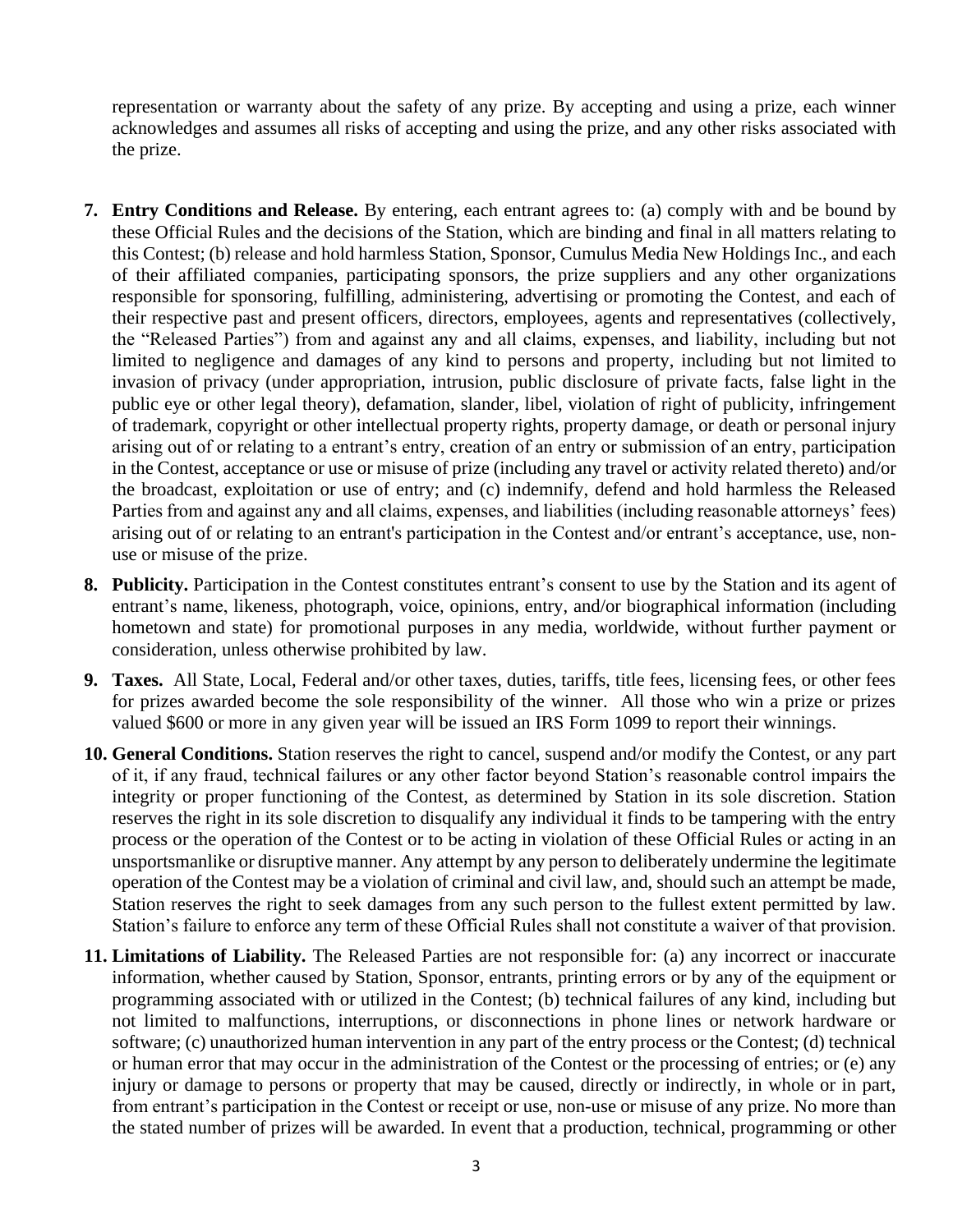representation or warranty about the safety of any prize. By accepting and using a prize, each winner acknowledges and assumes all risks of accepting and using the prize, and any other risks associated with the prize.

7. **Entry Conditions and Release.** By entering, each entrant agrees to: (a) comply with and be bound by these Official Rules and the decisions of the Station, which are binding and final in all matters relating to this Contest; (b) release and hold harmless Station, Sponsor, Cumulus Media New Holdings Inc., and each of their affiliated companies, participating sponsors, the prize suppliers and any other organizations responsible for sponsoring, fulfilling, administering, advertising or promoting the Contest, and each of their respective past and present officers, directors, employees, agents and representatives (collectively, the "Released Parties") from and against any and all claims, expenses, and liability, including but not limited to negligence and damages of any kind to persons and property, including but not limited to invasion of privacy (under appropriation, intrusion, public disclosure of private facts, false light in the public eye or other legal theory), defamation, slander, libel, violation of right of publicity, infringement of trademark, copyright or other intellectual property rights, property damage, or death or personal injury arising out of or relating to a entrant's entry, creation of an entry or submission of an entry, participation in the Contest, acceptance or use or misuse of prize (including any travel or activity related thereto) and/or the broadcast, exploitation or use of entry; and (c) indemnify, defend and hold harmless the Released Parties from and against any and all claims, expenses, and liabilities (including reasonable attorneys' fees) arising out of or relating to an entrant's participation in the Contest and/or entrant's acceptance, use, non-use or misuse of the prize.

8. **Publicity.** Participation in the Contest constitutes entrant's consent to use by the Station and its agent of entrant's name, likeness, photograph, voice, opinions, entry, and/or biographical information (including hometown and state) for promotional purposes in any media, worldwide, without further payment or consideration, unless otherwise prohibited by law.

9. **Taxes.** All State, Local, Federal and/or other taxes, duties, tariffs, title fees, licensing fees, or other fees for prizes awarded become the sole responsibility of the winner. All those who win a prize or prizes valued $600 or more in any given year will be issued an IRS Form 1099 to report their winnings.

10. **General Conditions.** Station reserves the right to cancel, suspend and/or modify the Contest, or any part of it, if any fraud, technical failures or any other factor beyond Station's reasonable control impairs the integrity or proper functioning of the Contest, as determined by Station in its sole discretion. Station reserves the right in its sole discretion to disqualify any individual it finds to be tampering with the entry process or the operation of the Contest or to be acting in violation of these Official Rules or acting in an unsportsmanlike or disruptive manner. Any attempt by any person to deliberately undermine the legitimate operation of the Contest may be a violation of criminal and civil law, and, should such an attempt be made, Station reserves the right to seek damages from any such person to the fullest extent permitted by law. Station's failure to enforce any term of these Official Rules shall not constitute a waiver of that provision.

11. **Limitations of Liability.** The Released Parties are not responsible for: (a) any incorrect or inaccurate information, whether caused by Station, Sponsor, entrants, printing errors or by any of the equipment or programming associated with or utilized in the Contest; (b) technical failures of any kind, including but not limited to malfunctions, interruptions, or disconnections in phone lines or network hardware or software; (c) unauthorized human intervention in any part of the entry process or the Contest; (d) technical or human error that may occur in the administration of the Contest or the processing of entries; or (e) any injury or damage to persons or property that may be caused, directly or indirectly, in whole or in part, from entrant's participation in the Contest or receipt or use, non-use or misuse of any prize. No more than the stated number of prizes will be awarded. In event that a production, technical, programming or other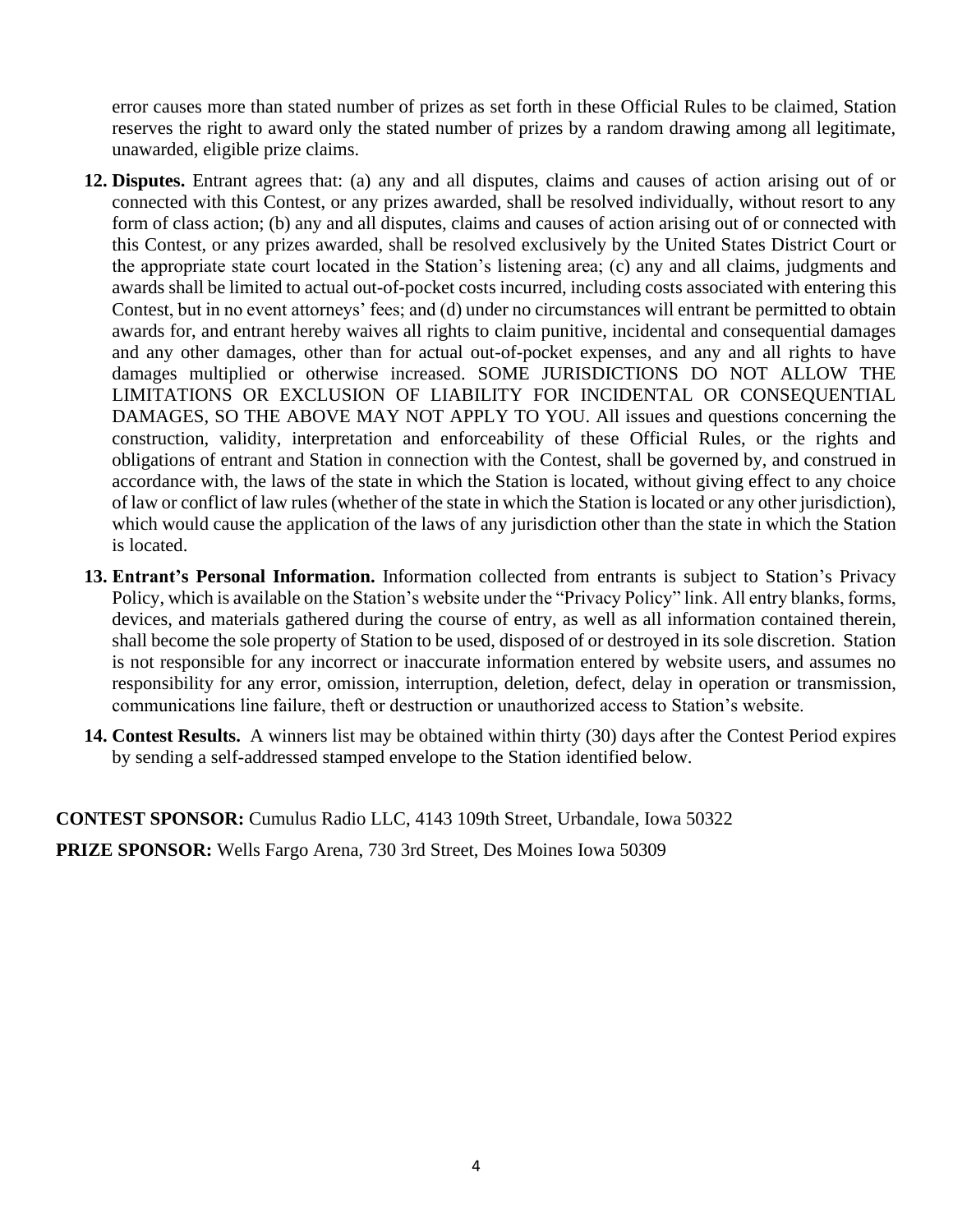error causes more than stated number of prizes as set forth in these Official Rules to be claimed, Station reserves the right to award only the stated number of prizes by a random drawing among all legitimate, unawarded, eligible prize claims.

12. **Disputes.** Entrant agrees that: (a) any and all disputes, claims and causes of action arising out of or connected with this Contest, or any prizes awarded, shall be resolved individually, without resort to any form of class action; (b) any and all disputes, claims and causes of action arising out of or connected with this Contest, or any prizes awarded, shall be resolved exclusively by the United States District Court or the appropriate state court located in the Station's listening area; (c) any and all claims, judgments and awards shall be limited to actual out-of-pocket costs incurred, including costs associated with entering this Contest, but in no event attorneys' fees; and (d) under no circumstances will entrant be permitted to obtain awards for, and entrant hereby waives all rights to claim punitive, incidental and consequential damages and any other damages, other than for actual out-of-pocket expenses, and any and all rights to have damages multiplied or otherwise increased. SOME JURISDICTIONS DO NOT ALLOW THE LIMITATIONS OR EXCLUSION OF LIABILITY FOR INCIDENTAL OR CONSEQUENTIAL DAMAGES, SO THE ABOVE MAY NOT APPLY TO YOU. All issues and questions concerning the construction, validity, interpretation and enforceability of these Official Rules, or the rights and obligations of entrant and Station in connection with the Contest, shall be governed by, and construed in accordance with, the laws of the state in which the Station is located, without giving effect to any choice of law or conflict of law rules (whether of the state in which the Station is located or any other jurisdiction), which would cause the application of the laws of any jurisdiction other than the state in which the Station is located.

13. **Entrant's Personal Information.** Information collected from entrants is subject to Station's Privacy Policy, which is available on the Station's website under the "Privacy Policy" link. All entry blanks, forms, devices, and materials gathered during the course of entry, as well as all information contained therein, shall become the sole property of Station to be used, disposed of or destroyed in its sole discretion. Station is not responsible for any incorrect or inaccurate information entered by website users, and assumes no responsibility for any error, omission, interruption, deletion, defect, delay in operation or transmission, communications line failure, theft or destruction or unauthorized access to Station's website.

14. **Contest Results.** A winners list may be obtained within thirty (30) days after the Contest Period expires by sending a self-addressed stamped envelope to the Station identified below.

**CONTEST SPONSOR:** Cumulus Radio LLC, 4143 109th Street, Urbandale, Iowa 50322

**PRIZE SPONSOR:** Wells Fargo Arena, 730 3rd Street, Des Moines Iowa 50309